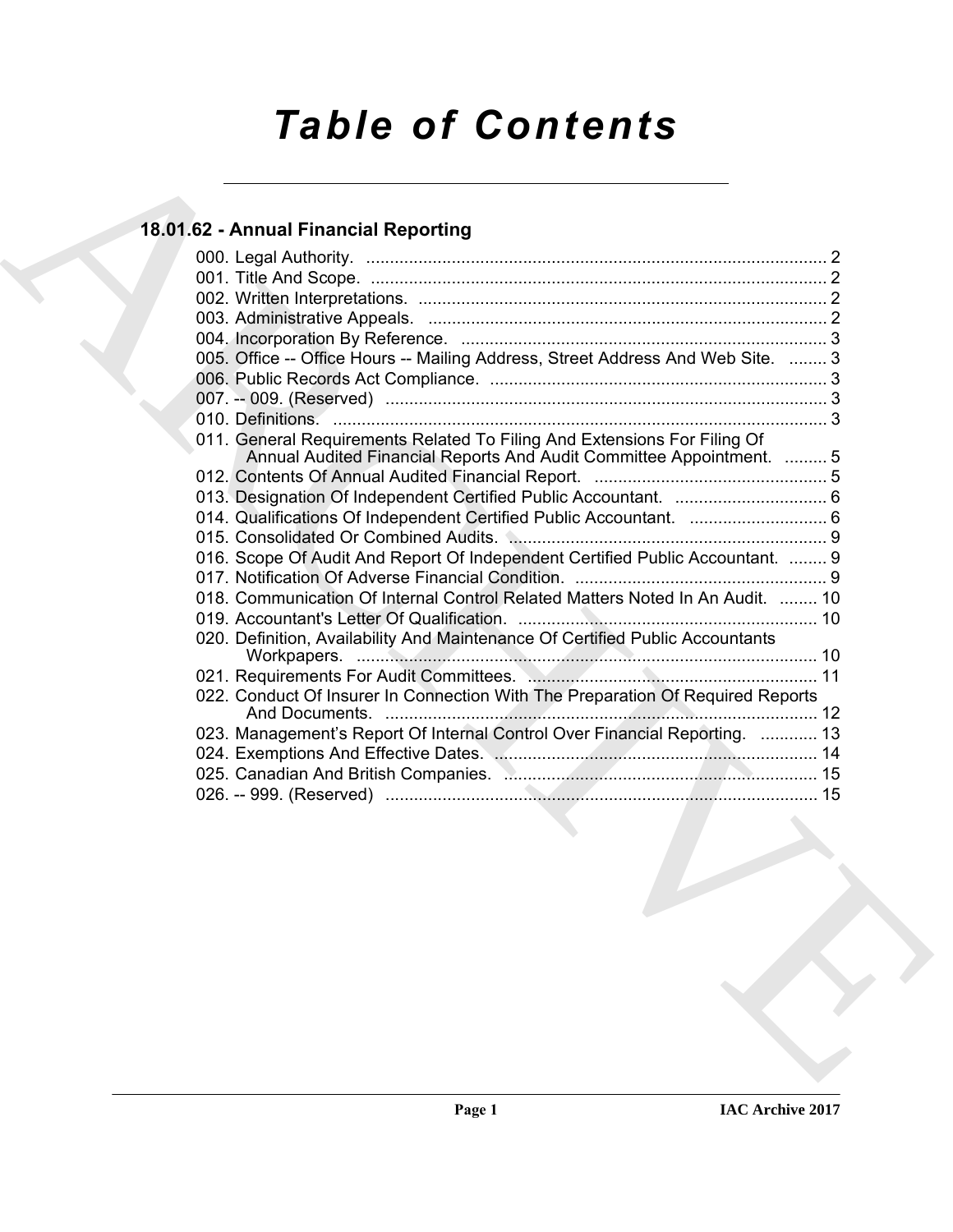# Table of Contents

## 18.01.62 - Annual Financial Reporting

000. Legal Authority. .......... 2
001. Title And Scope. .......... 2
002. Written Interpretations. .......... 2
003. Administrative Appeals. .......... 2
004. Incorporation By Reference. .......... 3
005. Office -- Office Hours -- Mailing Address, Street Address And Web Site. .......... 3
006. Public Records Act Compliance. .......... 3
007. -- 009. (Reserved) .......... 3
010. Definitions. .......... 3
011. General Requirements Related To Filing And Extensions For Filing Of Annual Audited Financial Reports And Audit Committee Appointment. .......... 5
012. Contents Of Annual Audited Financial Report. .......... 5
013. Designation Of Independent Certified Public Accountant. .......... 6
014. Qualifications Of Independent Certified Public Accountant. .......... 6
015. Consolidated Or Combined Audits. .......... 9
016. Scope Of Audit And Report Of Independent Certified Public Accountant. .......... 9
017. Notification Of Adverse Financial Condition. .......... 9
018. Communication Of Internal Control Related Matters Noted In An Audit. .......... 10
019. Accountant's Letter Of Qualification. .......... 10
020. Definition, Availability And Maintenance Of Certified Public Accountants Workpapers. .......... 10
021. Requirements For Audit Committees. .......... 11
022. Conduct Of Insurer In Connection With The Preparation Of Required Reports And Documents. .......... 12
023. Management's Report Of Internal Control Over Financial Reporting. .......... 13
024. Exemptions And Effective Dates. .......... 14
025. Canadian And British Companies. .......... 15
026. -- 999. (Reserved) .......... 15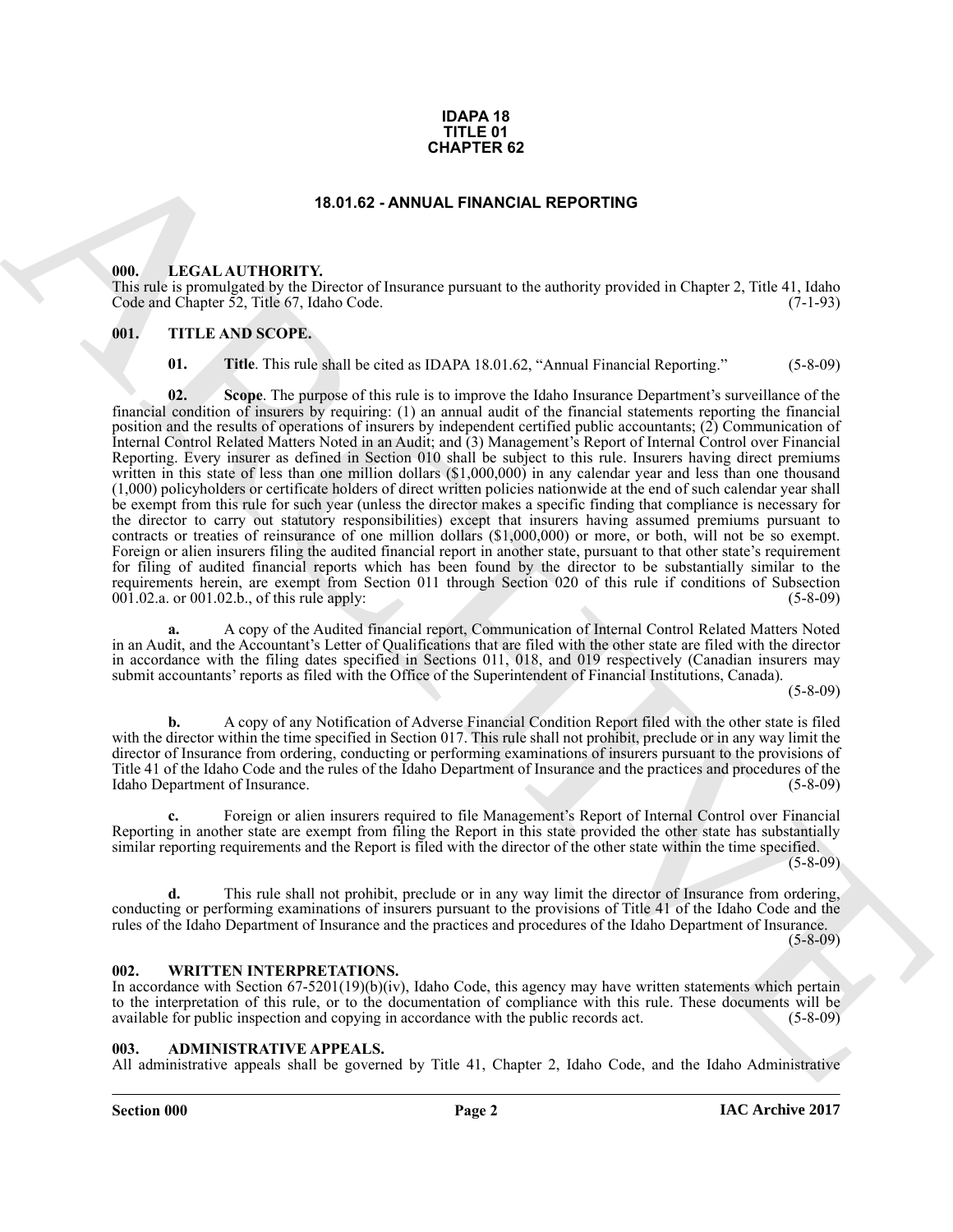**IDAPA 18**
**TITLE 01**
**CHAPTER 62**

# 18.01.62 - ANNUAL FINANCIAL REPORTING

## 000. LEGAL AUTHORITY.

This rule is promulgated by the Director of Insurance pursuant to the authority provided in Chapter 2, Title 41, Idaho Code and Chapter 52, Title 67, Idaho Code. (7-1-93)

## 001. TITLE AND SCOPE.

**01. Title**. This rule shall be cited as IDAPA 18.01.62, "Annual Financial Reporting." (5-8-09)

**02. Scope**. The purpose of this rule is to improve the Idaho Insurance Department's surveillance of the financial condition of insurers by requiring: (1) an annual audit of the financial statements reporting the financial position and the results of operations of insurers by independent certified public accountants; (2) Communication of Internal Control Related Matters Noted in an Audit; and (3) Management's Report of Internal Control over Financial Reporting. Every insurer as defined in Section 010 shall be subject to this rule. Insurers having direct premiums written in this state of less than one million dollars ($1,000,000) in any calendar year and less than one thousand (1,000) policyholders or certificate holders of direct written policies nationwide at the end of such calendar year shall be exempt from this rule for such year (unless the director makes a specific finding that compliance is necessary for the director to carry out statutory responsibilities) except that insurers having assumed premiums pursuant to contracts or treaties of reinsurance of one million dollars ($1,000,000) or more, or both, will not be so exempt. Foreign or alien insurers filing the audited financial report in another state, pursuant to that other state's requirement for filing of audited financial reports which has been found by the director to be substantially similar to the requirements herein, are exempt from Section 011 through Section 020 of this rule if conditions of Subsection 001.02.a. or 001.02.b., of this rule apply: (5-8-09)

**a.** A copy of the Audited financial report, Communication of Internal Control Related Matters Noted in an Audit, and the Accountant's Letter of Qualifications that are filed with the other state are filed with the director in accordance with the filing dates specified in Sections 011, 018, and 019 respectively (Canadian insurers may submit accountants' reports as filed with the Office of the Superintendent of Financial Institutions, Canada). (5-8-09)

**b.** A copy of any Notification of Adverse Financial Condition Report filed with the other state is filed with the director within the time specified in Section 017. This rule shall not prohibit, preclude or in any way limit the director of Insurance from ordering, conducting or performing examinations of insurers pursuant to the provisions of Title 41 of the Idaho Code and the rules of the Idaho Department of Insurance and the practices and procedures of the Idaho Department of Insurance. (5-8-09)

**c.** Foreign or alien insurers required to file Management's Report of Internal Control over Financial Reporting in another state are exempt from filing the Report in this state provided the other state has substantially similar reporting requirements and the Report is filed with the director of the other state within the time specified. (5-8-09)

**d.** This rule shall not prohibit, preclude or in any way limit the director of Insurance from ordering, conducting or performing examinations of insurers pursuant to the provisions of Title 41 of the Idaho Code and the rules of the Idaho Department of Insurance and the practices and procedures of the Idaho Department of Insurance. (5-8-09)

## 002. WRITTEN INTERPRETATIONS.

In accordance with Section 67-5201(19)(b)(iv), Idaho Code, this agency may have written statements which pertain to the interpretation of this rule, or to the documentation of compliance with this rule. These documents will be available for public inspection and copying in accordance with the public records act. (5-8-09)

## 003. ADMINISTRATIVE APPEALS.

All administrative appeals shall be governed by Title 41, Chapter 2, Idaho Code, and the Idaho Administrative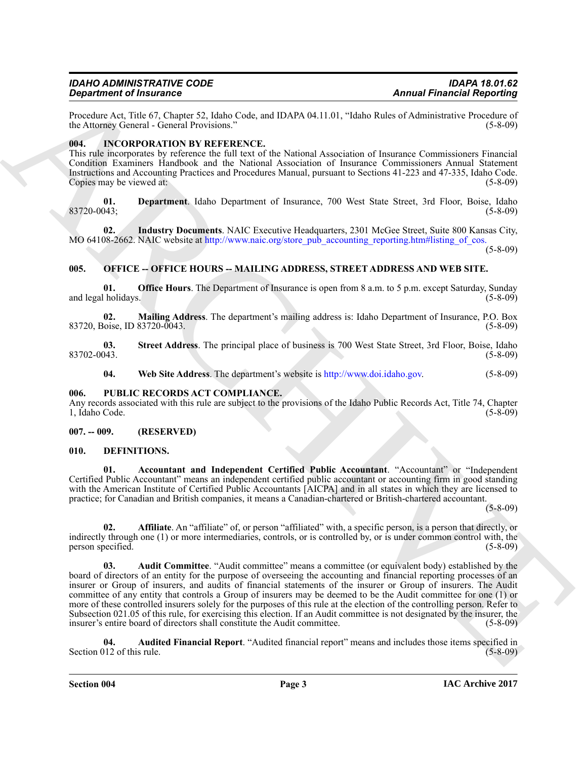Procedure Act, Title 67, Chapter 52, Idaho Code, and IDAPA 04.11.01, "Idaho Rules of Administrative Procedure of the Attorney General - General Provisions." (5-8-09)

### 004. INCORPORATION BY REFERENCE.

This rule incorporates by reference the full text of the National Association of Insurance Commissioners Financial Condition Examiners Handbook and the National Association of Insurance Commissioners Annual Statement Instructions and Accounting Practices and Procedures Manual, pursuant to Sections 41-223 and 47-335, Idaho Code. Copies may be viewed at: (5-8-09)

**01. Department**. Idaho Department of Insurance, 700 West State Street, 3rd Floor, Boise, Idaho 83720-0043; (5-8-09)

**02. Industry Documents**. NAIC Executive Headquarters, 2301 McGee Street, Suite 800 Kansas City, MO 64108-2662. NAIC website at http://www.naic.org/store_pub_accounting_reporting.htm#listing_of_cos. (5-8-09)

### 005. OFFICE -- OFFICE HOURS -- MAILING ADDRESS, STREET ADDRESS AND WEB SITE.

**01. Office Hours**. The Department of Insurance is open from 8 a.m. to 5 p.m. except Saturday, Sunday and legal holidays. (5-8-09)

**02. Mailing Address**. The department's mailing address is: Idaho Department of Insurance, P.O. Box 83720, Boise, ID 83720-0043. (5-8-09)

**03. Street Address**. The principal place of business is 700 West State Street, 3rd Floor, Boise, Idaho 83702-0043. (5-8-09)

**04. Web Site Address**. The department's website is http://www.doi.idaho.gov. (5-8-09)

### 006. PUBLIC RECORDS ACT COMPLIANCE.

Any records associated with this rule are subject to the provisions of the Idaho Public Records Act, Title 74, Chapter 1, Idaho Code. (5-8-09)

### 007. -- 009. (RESERVED)

### 010. DEFINITIONS.

**01. Accountant and Independent Certified Public Accountant**. "Accountant" or "Independent Certified Public Accountant" means an independent certified public accountant or accounting firm in good standing with the American Institute of Certified Public Accountants [AICPA] and in all states in which they are licensed to practice; for Canadian and British companies, it means a Canadian-chartered or British-chartered accountant. (5-8-09)

**02. Affiliate**. An "affiliate" of, or person "affiliated" with, a specific person, is a person that directly, or indirectly through one (1) or more intermediaries, controls, or is controlled by, or is under common control with, the person specified. (5-8-09)

**03. Audit Committee**. "Audit committee" means a committee (or equivalent body) established by the board of directors of an entity for the purpose of overseeing the accounting and financial reporting processes of an insurer or Group of insurers, and audits of financial statements of the insurer or Group of insurers. The Audit committee of any entity that controls a Group of insurers may be deemed to be the Audit committee for one (1) or more of these controlled insurers solely for the purposes of this rule at the election of the controlling person. Refer to Subsection 021.05 of this rule, for exercising this election. If an Audit committee is not designated by the insurer, the insurer's entire board of directors shall constitute the Audit committee. (5-8-09)

**04. Audited Financial Report**. "Audited financial report" means and includes those items specified in Section 012 of this rule. (5-8-09)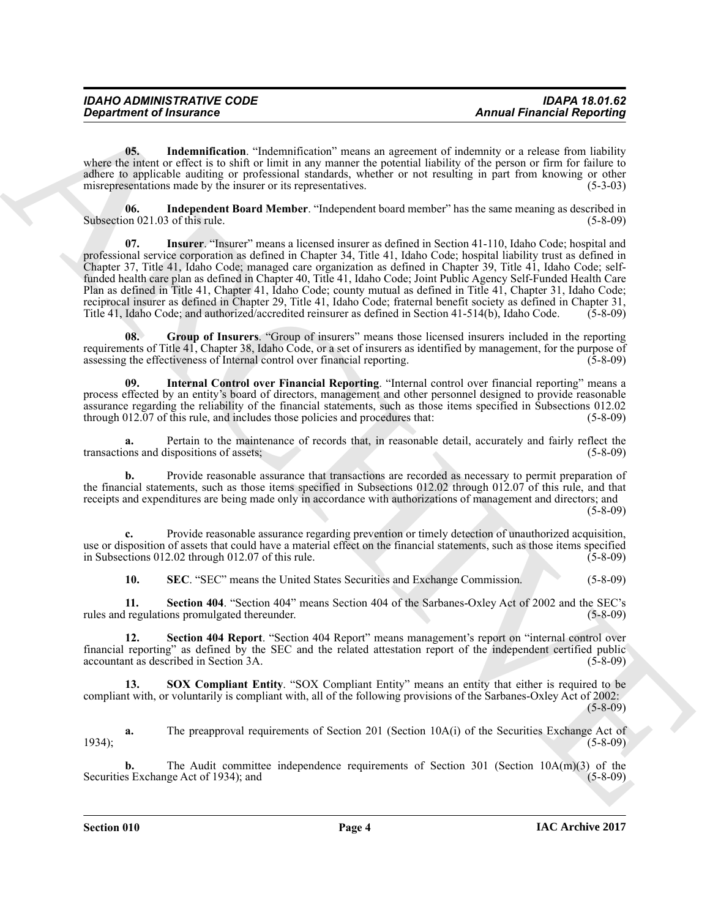**05. Indemnification**. "Indemnification" means an agreement of indemnity or a release from liability where the intent or effect is to shift or limit in any manner the potential liability of the person or firm for failure to adhere to applicable auditing or professional standards, whether or not resulting in part from knowing or other misrepresentations made by the insurer or its representatives. (5-3-03)

**06. Independent Board Member**. "Independent board member" has the same meaning as described in Subsection 021.03 of this rule. (5-8-09)

**07. Insurer**. "Insurer" means a licensed insurer as defined in Section 41-110, Idaho Code; hospital and professional service corporation as defined in Chapter 34, Title 41, Idaho Code; hospital liability trust as defined in Chapter 37, Title 41, Idaho Code; managed care organization as defined in Chapter 39, Title 41, Idaho Code; self-funded health care plan as defined in Chapter 40, Title 41, Idaho Code; Joint Public Agency Self-Funded Health Care Plan as defined in Title 41, Chapter 41, Idaho Code; county mutual as defined in Title 41, Chapter 31, Idaho Code; reciprocal insurer as defined in Chapter 29, Title 41, Idaho Code; fraternal benefit society as defined in Chapter 31, Title 41, Idaho Code; and authorized/accredited reinsurer as defined in Section 41-514(b), Idaho Code. (5-8-09)

**08. Group of Insurers**. "Group of insurers" means those licensed insurers included in the reporting requirements of Title 41, Chapter 38, Idaho Code, or a set of insurers as identified by management, for the purpose of assessing the effectiveness of Internal control over financial reporting. (5-8-09)

**09. Internal Control over Financial Reporting**. "Internal control over financial reporting" means a process effected by an entity's board of directors, management and other personnel designed to provide reasonable assurance regarding the reliability of the financial statements, such as those items specified in Subsections 012.02 through 012.07 of this rule, and includes those policies and procedures that: (5-8-09)

**a.** Pertain to the maintenance of records that, in reasonable detail, accurately and fairly reflect the transactions and dispositions of assets; (5-8-09)

**b.** Provide reasonable assurance that transactions are recorded as necessary to permit preparation of the financial statements, such as those items specified in Subsections 012.02 through 012.07 of this rule, and that receipts and expenditures are being made only in accordance with authorizations of management and directors; and (5-8-09)

**c.** Provide reasonable assurance regarding prevention or timely detection of unauthorized acquisition, use or disposition of assets that could have a material effect on the financial statements, such as those items specified in Subsections 012.02 through 012.07 of this rule. (5-8-09)

**10. SEC**. "SEC" means the United States Securities and Exchange Commission. (5-8-09)

**11. Section 404**. "Section 404" means Section 404 of the Sarbanes-Oxley Act of 2002 and the SEC's rules and regulations promulgated thereunder. (5-8-09)

**12. Section 404 Report**. "Section 404 Report" means management's report on "internal control over financial reporting" as defined by the SEC and the related attestation report of the independent certified public accountant as described in Section 3A. (5-8-09)

**13. SOX Compliant Entity**. "SOX Compliant Entity" means an entity that either is required to be compliant with, or voluntarily is compliant with, all of the following provisions of the Sarbanes-Oxley Act of 2002: (5-8-09)

**a.** The preapproval requirements of Section 201 (Section 10A(i) of the Securities Exchange Act of 1934); (5-8-09)

**b.** The Audit committee independence requirements of Section 301 (Section 10A(m)(3) of the Securities Exchange Act of 1934); and (5-8-09)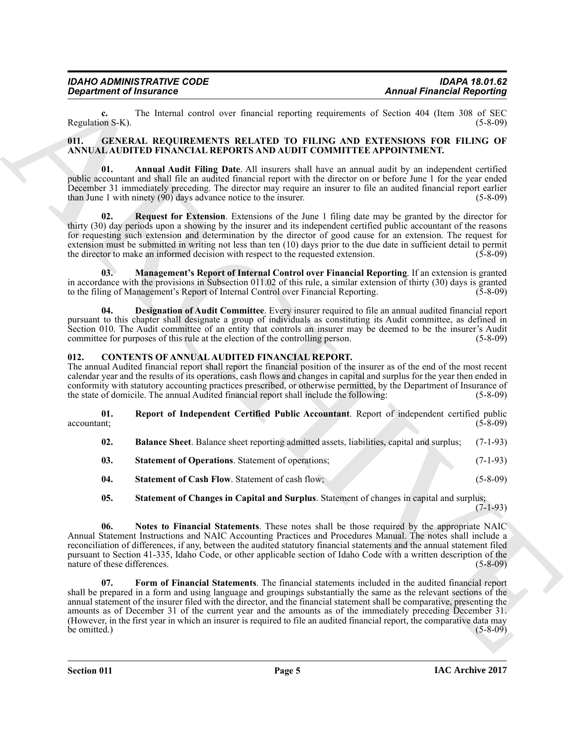**c.** The Internal control over financial reporting requirements of Section 404 (Item 308 of SEC Regulation S-K). (5-8-09)

## 011. GENERAL REQUIREMENTS RELATED TO FILING AND EXTENSIONS FOR FILING OF ANNUAL AUDITED FINANCIAL REPORTS AND AUDIT COMMITTEE APPOINTMENT.

**01. Annual Audit Filing Date**. All insurers shall have an annual audit by an independent certified public accountant and shall file an audited financial report with the director on or before June 1 for the year ended December 31 immediately preceding. The director may require an insurer to file an audited financial report earlier than June 1 with ninety (90) days advance notice to the insurer. (5-8-09)

**02. Request for Extension**. Extensions of the June 1 filing date may be granted by the director for thirty (30) day periods upon a showing by the insurer and its independent certified public accountant of the reasons for requesting such extension and determination by the director of good cause for an extension. The request for extension must be submitted in writing not less than ten (10) days prior to the due date in sufficient detail to permit the director to make an informed decision with respect to the requested extension. (5-8-09)

**03. Management's Report of Internal Control over Financial Reporting**. If an extension is granted in accordance with the provisions in Subsection 011.02 of this rule, a similar extension of thirty (30) days is granted to the filing of Management's Report of Internal Control over Financial Reporting. (5-8-09)

**04. Designation of Audit Committee**. Every insurer required to file an annual audited financial report pursuant to this chapter shall designate a group of individuals as constituting its Audit committee, as defined in Section 010. The Audit committee of an entity that controls an insurer may be deemed to be the insurer's Audit committee for purposes of this rule at the election of the controlling person. (5-8-09)

## 012. CONTENTS OF ANNUAL AUDITED FINANCIAL REPORT.

The annual Audited financial report shall report the financial position of the insurer as of the end of the most recent calendar year and the results of its operations, cash flows and changes in capital and surplus for the year then ended in conformity with statutory accounting practices prescribed, or otherwise permitted, by the Department of Insurance of the state of domicile. The annual Audited financial report shall include the following: (5-8-09)

**01. Report of Independent Certified Public Accountant**. Report of independent certified public accountant; (5-8-09)

**02. Balance Sheet**. Balance sheet reporting admitted assets, liabilities, capital and surplus; (7-1-93)

**03. Statement of Operations**. Statement of operations; (7-1-93)

**04. Statement of Cash Flow**. Statement of cash flow; (5-8-09)

**05. Statement of Changes in Capital and Surplus**. Statement of changes in capital and surplus; (7-1-93)

**06. Notes to Financial Statements**. These notes shall be those required by the appropriate NAIC Annual Statement Instructions and NAIC Accounting Practices and Procedures Manual. The notes shall include a reconciliation of differences, if any, between the audited statutory financial statements and the annual statement filed pursuant to Section 41-335, Idaho Code, or other applicable section of Idaho Code with a written description of the nature of these differences. (5-8-09)

**07. Form of Financial Statements**. The financial statements included in the audited financial report shall be prepared in a form and using language and groupings substantially the same as the relevant sections of the annual statement of the insurer filed with the director, and the financial statement shall be comparative, presenting the amounts as of December 31 of the current year and the amounts as of the immediately preceding December 31. (However, in the first year in which an insurer is required to file an audited financial report, the comparative data may be omitted.) (5-8-09)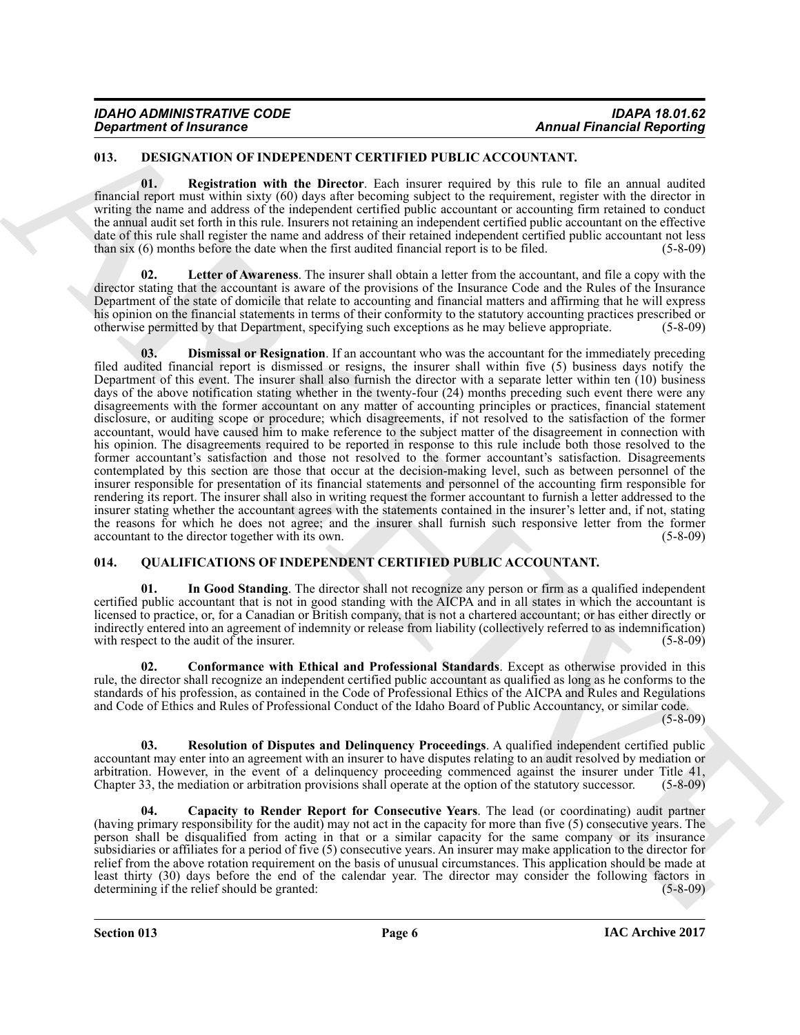## 013. DESIGNATION OF INDEPENDENT CERTIFIED PUBLIC ACCOUNTANT.

**01. Registration with the Director**. Each insurer required by this rule to file an annual audited financial report must within sixty (60) days after becoming subject to the requirement, register with the director in writing the name and address of the independent certified public accountant or accounting firm retained to conduct the annual audit set forth in this rule. Insurers not retaining an independent certified public accountant on the effective date of this rule shall register the name and address of their retained independent certified public accountant not less than six (6) months before the date when the first audited financial report is to be filed. (5-8-09)

**02. Letter of Awareness**. The insurer shall obtain a letter from the accountant, and file a copy with the director stating that the accountant is aware of the provisions of the Insurance Code and the Rules of the Insurance Department of the state of domicile that relate to accounting and financial matters and affirming that he will express his opinion on the financial statements in terms of their conformity to the statutory accounting practices prescribed or otherwise permitted by that Department, specifying such exceptions as he may believe appropriate. (5-8-09)

**03. Dismissal or Resignation**. If an accountant who was the accountant for the immediately preceding filed audited financial report is dismissed or resigns, the insurer shall within five (5) business days notify the Department of this event. The insurer shall also furnish the director with a separate letter within ten (10) business days of the above notification stating whether in the twenty-four (24) months preceding such event there were any disagreements with the former accountant on any matter of accounting principles or practices, financial statement disclosure, or auditing scope or procedure; which disagreements, if not resolved to the satisfaction of the former accountant, would have caused him to make reference to the subject matter of the disagreement in connection with his opinion. The disagreements required to be reported in response to this rule include both those resolved to the former accountant's satisfaction and those not resolved to the former accountant's satisfaction. Disagreements contemplated by this section are those that occur at the decision-making level, such as between personnel of the insurer responsible for presentation of its financial statements and personnel of the accounting firm responsible for rendering its report. The insurer shall also in writing request the former accountant to furnish a letter addressed to the insurer stating whether the accountant agrees with the statements contained in the insurer's letter and, if not, stating the reasons for which he does not agree; and the insurer shall furnish such responsive letter from the former accountant to the director together with its own. (5-8-09)

## 014. QUALIFICATIONS OF INDEPENDENT CERTIFIED PUBLIC ACCOUNTANT.

**01. In Good Standing**. The director shall not recognize any person or firm as a qualified independent certified public accountant that is not in good standing with the AICPA and in all states in which the accountant is licensed to practice, or, for a Canadian or British company, that is not a chartered accountant; or has either directly or indirectly entered into an agreement of indemnity or release from liability (collectively referred to as indemnification) with respect to the audit of the insurer. (5-8-09)

**02. Conformance with Ethical and Professional Standards**. Except as otherwise provided in this rule, the director shall recognize an independent certified public accountant as qualified as long as he conforms to the standards of his profession, as contained in the Code of Professional Ethics of the AICPA and Rules and Regulations and Code of Ethics and Rules of Professional Conduct of the Idaho Board of Public Accountancy, or similar code. (5-8-09)

**03. Resolution of Disputes and Delinquency Proceedings**. A qualified independent certified public accountant may enter into an agreement with an insurer to have disputes relating to an audit resolved by mediation or arbitration. However, in the event of a delinquency proceeding commenced against the insurer under Title 41, Chapter 33, the mediation or arbitration provisions shall operate at the option of the statutory successor. (5-8-09)

**04. Capacity to Render Report for Consecutive Years**. The lead (or coordinating) audit partner (having primary responsibility for the audit) may not act in the capacity for more than five (5) consecutive years. The person shall be disqualified from acting in that or a similar capacity for the same company or its insurance subsidiaries or affiliates for a period of five (5) consecutive years. An insurer may make application to the director for relief from the above rotation requirement on the basis of unusual circumstances. This application should be made at least thirty (30) days before the end of the calendar year. The director may consider the following factors in determining if the relief should be granted: (5-8-09)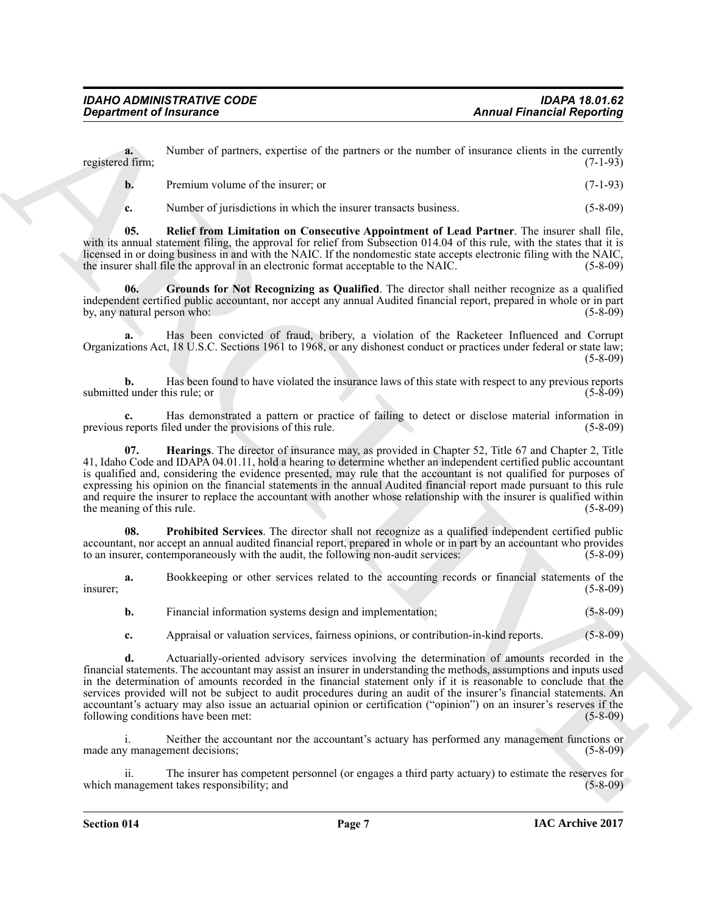**a.** Number of partners, expertise of the partners or the number of insurance clients in the currently registered firm; (7-1-93)

**b.** Premium volume of the insurer; or (7-1-93)

**c.** Number of jurisdictions in which the insurer transacts business. (5-8-09)

**05. Relief from Limitation on Consecutive Appointment of Lead Partner**. The insurer shall file, with its annual statement filing, the approval for relief from Subsection 014.04 of this rule, with the states that it is licensed in or doing business in and with the NAIC. If the nondomestic state accepts electronic filing with the NAIC, the insurer shall file the approval in an electronic format acceptable to the NAIC. (5-8-09)

**06. Grounds for Not Recognizing as Qualified**. The director shall neither recognize as a qualified independent certified public accountant, nor accept any annual Audited financial report, prepared in whole or in part by, any natural person who: (5-8-09)

**a.** Has been convicted of fraud, bribery, a violation of the Racketeer Influenced and Corrupt Organizations Act, 18 U.S.C. Sections 1961 to 1968, or any dishonest conduct or practices under federal or state law; (5-8-09)

**b.** Has been found to have violated the insurance laws of this state with respect to any previous reports submitted under this rule; or (5-8-09)

**c.** Has demonstrated a pattern or practice of failing to detect or disclose material information in previous reports filed under the provisions of this rule. (5-8-09)

**07. Hearings**. The director of insurance may, as provided in Chapter 52, Title 67 and Chapter 2, Title 41, Idaho Code and IDAPA 04.01.11, hold a hearing to determine whether an independent certified public accountant is qualified and, considering the evidence presented, may rule that the accountant is not qualified for purposes of expressing his opinion on the financial statements in the annual Audited financial report made pursuant to this rule and require the insurer to replace the accountant with another whose relationship with the insurer is qualified within the meaning of this rule. (5-8-09)

**08. Prohibited Services**. The director shall not recognize as a qualified independent certified public accountant, nor accept an annual audited financial report, prepared in whole or in part by an accountant who provides to an insurer, contemporaneously with the audit, the following non-audit services: (5-8-09)

**a.** Bookkeeping or other services related to the accounting records or financial statements of the insurer; (5-8-09)

**b.** Financial information systems design and implementation; (5-8-09)

**c.** Appraisal or valuation services, fairness opinions, or contribution-in-kind reports. (5-8-09)

**d.** Actuarially-oriented advisory services involving the determination of amounts recorded in the financial statements. The accountant may assist an insurer in understanding the methods, assumptions and inputs used in the determination of amounts recorded in the financial statement only if it is reasonable to conclude that the services provided will not be subject to audit procedures during an audit of the insurer's financial statements. An accountant's actuary may also issue an actuarial opinion or certification ("opinion") on an insurer's reserves if the following conditions have been met: (5-8-09)

i. Neither the accountant nor the accountant's actuary has performed any management functions or made any management decisions; (5-8-09)

ii. The insurer has competent personnel (or engages a third party actuary) to estimate the reserves for which management takes responsibility; and (5-8-09)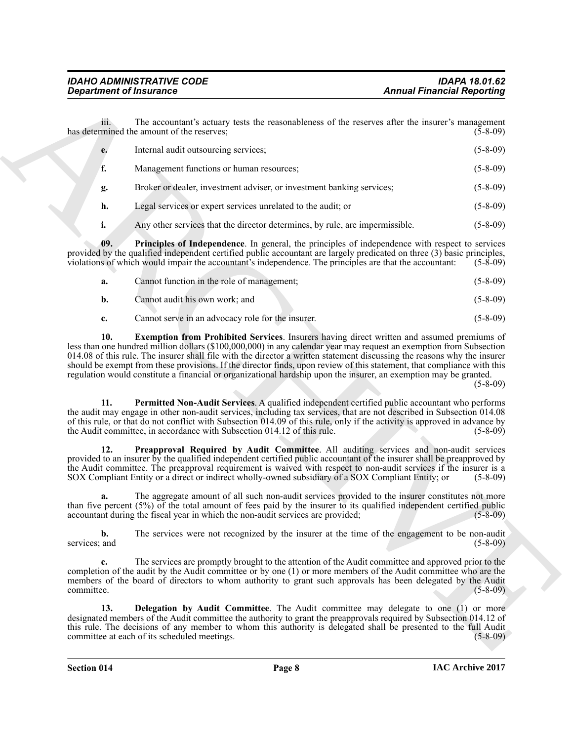iii. The accountant's actuary tests the reasonableness of the reserves after the insurer's management has determined the amount of the reserves; (5-8-09)

**e.** Internal audit outsourcing services; (5-8-09)

**f.** Management functions or human resources; (5-8-09)

**g.** Broker or dealer, investment adviser, or investment banking services; (5-8-09)

**h.** Legal services or expert services unrelated to the audit; or (5-8-09)

**i.** Any other services that the director determines, by rule, are impermissible. (5-8-09)

**09. Principles of Independence**. In general, the principles of independence with respect to services provided by the qualified independent certified public accountant are largely predicated on three (3) basic principles, violations of which would impair the accountant's independence. The principles are that the accountant: (5-8-09)

**a.** Cannot function in the role of management; (5-8-09)

**b.** Cannot audit his own work; and (5-8-09)

**c.** Cannot serve in an advocacy role for the insurer. (5-8-09)

**10. Exemption from Prohibited Services**. Insurers having direct written and assumed premiums of less than one hundred million dollars ($100,000,000) in any calendar year may request an exemption from Subsection 014.08 of this rule. The insurer shall file with the director a written statement discussing the reasons why the insurer should be exempt from these provisions. If the director finds, upon review of this statement, that compliance with this regulation would constitute a financial or organizational hardship upon the insurer, an exemption may be granted. (5-8-09)

**11. Permitted Non-Audit Services**. A qualified independent certified public accountant who performs the audit may engage in other non-audit services, including tax services, that are not described in Subsection 014.08 of this rule, or that do not conflict with Subsection 014.09 of this rule, only if the activity is approved in advance by the Audit committee, in accordance with Subsection 014.12 of this rule. (5-8-09)

**12. Preapproval Required by Audit Committee**. All auditing services and non-audit services provided to an insurer by the qualified independent certified public accountant of the insurer shall be preapproved by the Audit committee. The preapproval requirement is waived with respect to non-audit services if the insurer is a SOX Compliant Entity or a direct or indirect wholly-owned subsidiary of a SOX Compliant Entity; or (5-8-09)

**a.** The aggregate amount of all such non-audit services provided to the insurer constitutes not more than five percent (5%) of the total amount of fees paid by the insurer to its qualified independent certified public accountant during the fiscal year in which the non-audit services are provided; (5-8-09)

**b.** The services were not recognized by the insurer at the time of the engagement to be non-audit services; and (5-8-09)

**c.** The services are promptly brought to the attention of the Audit committee and approved prior to the completion of the audit by the Audit committee or by one (1) or more members of the Audit committee who are the members of the board of directors to whom authority to grant such approvals has been delegated by the Audit committee. (5-8-09)

**13. Delegation by Audit Committee**. The Audit committee may delegate to one (1) or more designated members of the Audit committee the authority to grant the preapprovals required by Subsection 014.12 of this rule. The decisions of any member to whom this authority is delegated shall be presented to the full Audit committee at each of its scheduled meetings. (5-8-09)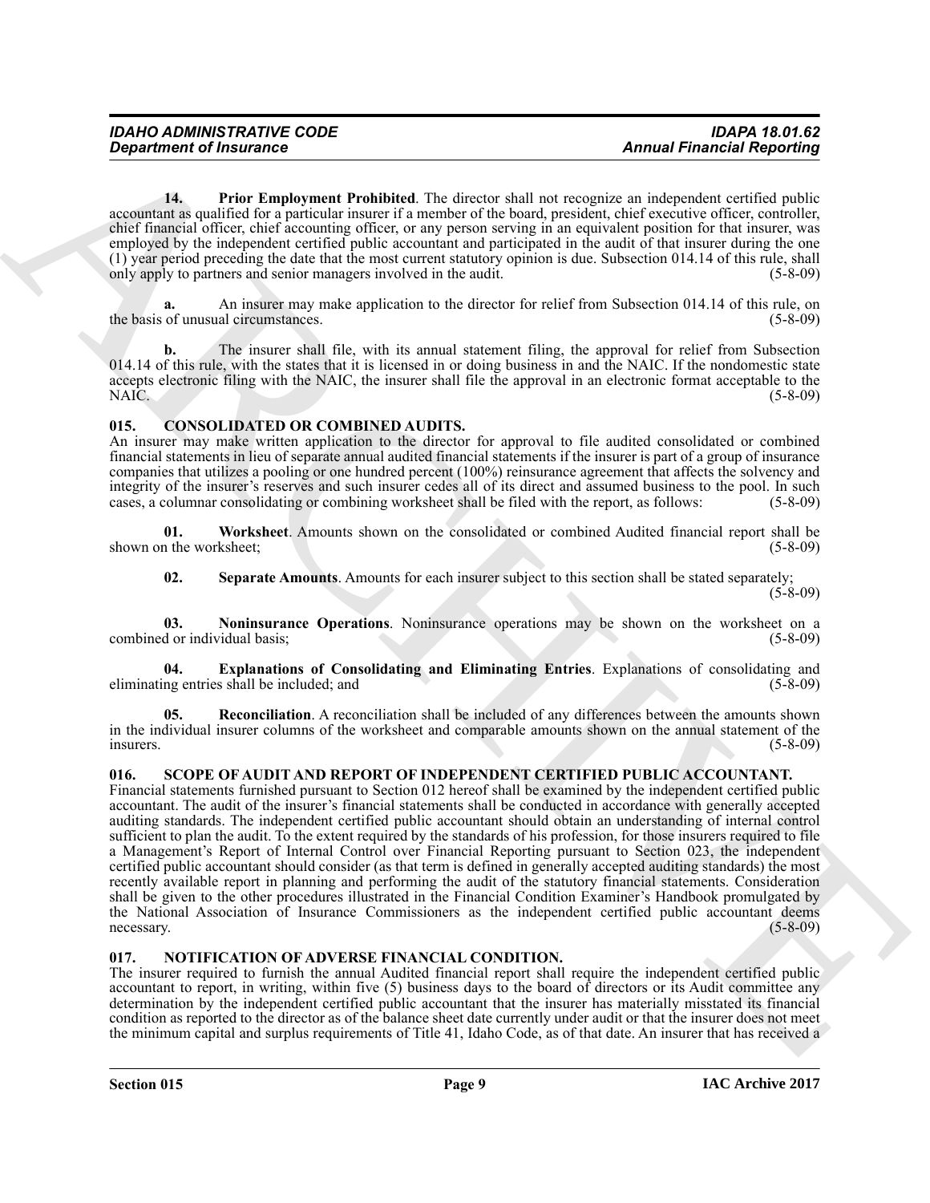**14. Prior Employment Prohibited**. The director shall not recognize an independent certified public accountant as qualified for a particular insurer if a member of the board, president, chief executive officer, controller, chief financial officer, chief accounting officer, or any person serving in an equivalent position for that insurer, was employed by the independent certified public accountant and participated in the audit of that insurer during the one (1) year period preceding the date that the most current statutory opinion is due. Subsection 014.14 of this rule, shall only apply to partners and senior managers involved in the audit. (5-8-09)

**a.** An insurer may make application to the director for relief from Subsection 014.14 of this rule, on the basis of unusual circumstances. (5-8-09)

**b.** The insurer shall file, with its annual statement filing, the approval for relief from Subsection 014.14 of this rule, with the states that it is licensed in or doing business in and the NAIC. If the nondomestic state accepts electronic filing with the NAIC, the insurer shall file the approval in an electronic format acceptable to the NAIC. (5-8-09)

## 015. CONSOLIDATED OR COMBINED AUDITS.

An insurer may make written application to the director for approval to file audited consolidated or combined financial statements in lieu of separate annual audited financial statements if the insurer is part of a group of insurance companies that utilizes a pooling or one hundred percent (100%) reinsurance agreement that affects the solvency and integrity of the insurer's reserves and such insurer cedes all of its direct and assumed business to the pool. In such cases, a columnar consolidating or combining worksheet shall be filed with the report, as follows: (5-8-09)

**01. Worksheet**. Amounts shown on the consolidated or combined Audited financial report shall be shown on the worksheet; (5-8-09)

**02. Separate Amounts**. Amounts for each insurer subject to this section shall be stated separately; (5-8-09)

**03. Noninsurance Operations**. Noninsurance operations may be shown on the worksheet on a combined or individual basis; (5-8-09)

**04. Explanations of Consolidating and Eliminating Entries**. Explanations of consolidating and eliminating entries shall be included; and (5-8-09)

**05. Reconciliation**. A reconciliation shall be included of any differences between the amounts shown in the individual insurer columns of the worksheet and comparable amounts shown on the annual statement of the insurers. (5-8-09)

## 016. SCOPE OF AUDIT AND REPORT OF INDEPENDENT CERTIFIED PUBLIC ACCOUNTANT.

Financial statements furnished pursuant to Section 012 hereof shall be examined by the independent certified public accountant. The audit of the insurer's financial statements shall be conducted in accordance with generally accepted auditing standards. The independent certified public accountant should obtain an understanding of internal control sufficient to plan the audit. To the extent required by the standards of his profession, for those insurers required to file a Management's Report of Internal Control over Financial Reporting pursuant to Section 023, the independent certified public accountant should consider (as that term is defined in generally accepted auditing standards) the most recently available report in planning and performing the audit of the statutory financial statements. Consideration shall be given to the other procedures illustrated in the Financial Condition Examiner's Handbook promulgated by the National Association of Insurance Commissioners as the independent certified public accountant deems necessary. (5-8-09)

## 017. NOTIFICATION OF ADVERSE FINANCIAL CONDITION.

The insurer required to furnish the annual Audited financial report shall require the independent certified public accountant to report, in writing, within five (5) business days to the board of directors or its Audit committee any determination by the independent certified public accountant that the insurer has materially misstated its financial condition as reported to the director as of the balance sheet date currently under audit or that the insurer does not meet the minimum capital and surplus requirements of Title 41, Idaho Code, as of that date. An insurer that has received a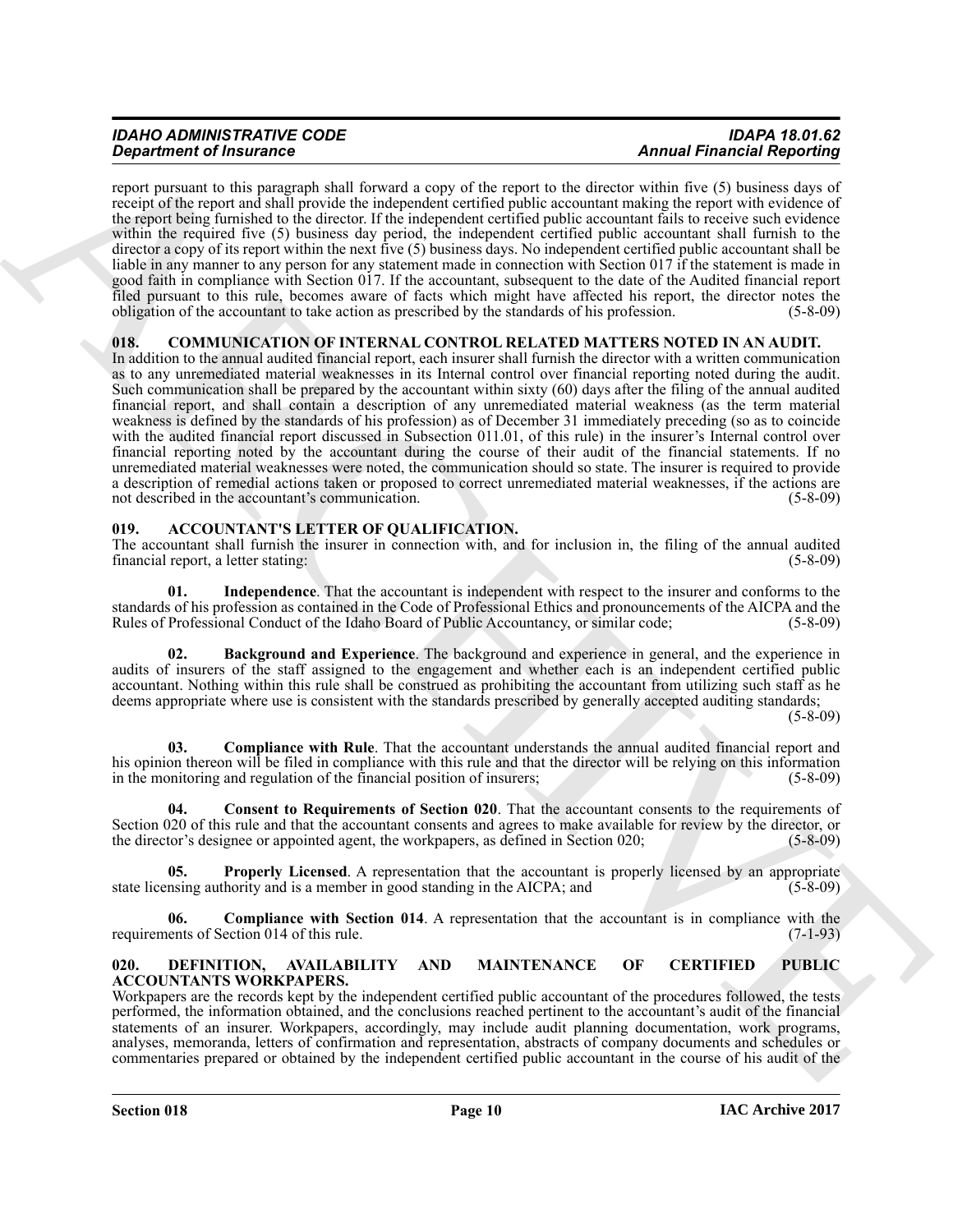report pursuant to this paragraph shall forward a copy of the report to the director within five (5) business days of receipt of the report and shall provide the independent certified public accountant making the report with evidence of the report being furnished to the director. If the independent certified public accountant fails to receive such evidence within the required five (5) business day period, the independent certified public accountant shall furnish to the director a copy of its report within the next five (5) business days. No independent certified public accountant shall be liable in any manner to any person for any statement made in connection with Section 017 if the statement is made in good faith in compliance with Section 017. If the accountant, subsequent to the date of the Audited financial report filed pursuant to this rule, becomes aware of facts which might have affected his report, the director notes the obligation of the accountant to take action as prescribed by the standards of his profession. (5-8-09)

## 018. COMMUNICATION OF INTERNAL CONTROL RELATED MATTERS NOTED IN AN AUDIT.

In addition to the annual audited financial report, each insurer shall furnish the director with a written communication as to any unremediated material weaknesses in its Internal control over financial reporting noted during the audit. Such communication shall be prepared by the accountant within sixty (60) days after the filing of the annual audited financial report, and shall contain a description of any unremediated material weakness (as the term material weakness is defined by the standards of his profession) as of December 31 immediately preceding (so as to coincide with the audited financial report discussed in Subsection 011.01, of this rule) in the insurer's Internal control over financial reporting noted by the accountant during the course of their audit of the financial statements. If no unremediated material weaknesses were noted, the communication should so state. The insurer is required to provide a description of remedial actions taken or proposed to correct unremediated material weaknesses, if the actions are not described in the accountant's communication. (5-8-09)

## 019. ACCOUNTANT'S LETTER OF QUALIFICATION.

The accountant shall furnish the insurer in connection with, and for inclusion in, the filing of the annual audited financial report, a letter stating: (5-8-09)

**01. Independence**. That the accountant is independent with respect to the insurer and conforms to the standards of his profession as contained in the Code of Professional Ethics and pronouncements of the AICPA and the Rules of Professional Conduct of the Idaho Board of Public Accountancy, or similar code; (5-8-09)

**02. Background and Experience**. The background and experience in general, and the experience in audits of insurers of the staff assigned to the engagement and whether each is an independent certified public accountant. Nothing within this rule shall be construed as prohibiting the accountant from utilizing such staff as he deems appropriate where use is consistent with the standards prescribed by generally accepted auditing standards; (5-8-09)

**03. Compliance with Rule**. That the accountant understands the annual audited financial report and his opinion thereon will be filed in compliance with this rule and that the director will be relying on this information in the monitoring and regulation of the financial position of insurers; (5-8-09)

**04. Consent to Requirements of Section 020**. That the accountant consents to the requirements of Section 020 of this rule and that the accountant consents and agrees to make available for review by the director, or the director's designee or appointed agent, the workpapers, as defined in Section 020; (5-8-09)

**05. Properly Licensed**. A representation that the accountant is properly licensed by an appropriate state licensing authority and is a member in good standing in the AICPA; and (5-8-09)

**06. Compliance with Section 014**. A representation that the accountant is in compliance with the requirements of Section 014 of this rule. (7-1-93)

## 020. DEFINITION, AVAILABILITY AND MAINTENANCE OF CERTIFIED PUBLIC ACCOUNTANTS WORKPAPERS.

Workpapers are the records kept by the independent certified public accountant of the procedures followed, the tests performed, the information obtained, and the conclusions reached pertinent to the accountant's audit of the financial statements of an insurer. Workpapers, accordingly, may include audit planning documentation, work programs, analyses, memoranda, letters of confirmation and representation, abstracts of company documents and schedules or commentaries prepared or obtained by the independent certified public accountant in the course of his audit of the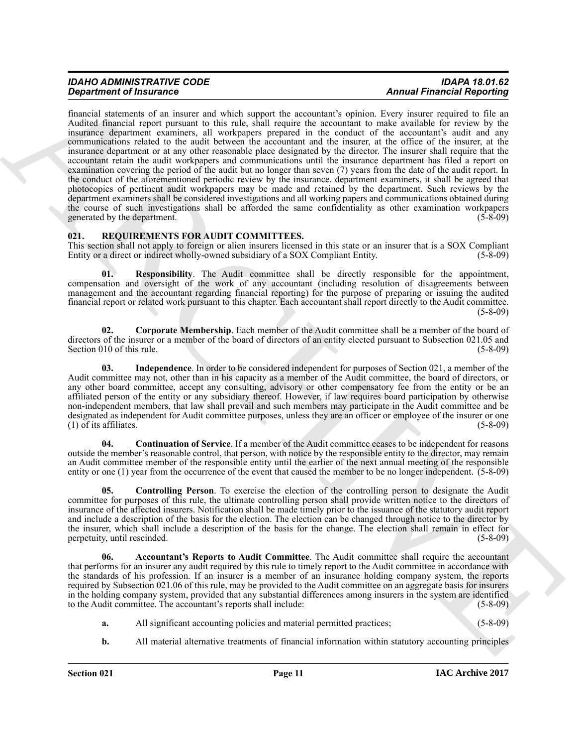financial statements of an insurer and which support the accountant's opinion. Every insurer required to file an Audited financial report pursuant to this rule, shall require the accountant to make available for review by the insurance department examiners, all workpapers prepared in the conduct of the accountant's audit and any communications related to the audit between the accountant and the insurer, at the office of the insurer, at the insurance department or at any other reasonable place designated by the director. The insurer shall require that the accountant retain the audit workpapers and communications until the insurance department has filed a report on examination covering the period of the audit but no longer than seven (7) years from the date of the audit report. In the conduct of the aforementioned periodic review by the insurance. department examiners, it shall be agreed that photocopies of pertinent audit workpapers may be made and retained by the department. Such reviews by the department examiners shall be considered investigations and all working papers and communications obtained during the course of such investigations shall be afforded the same confidentiality as other examination workpapers generated by the department. (5-8-09)

## 021. REQUIREMENTS FOR AUDIT COMMITTEES.

This section shall not apply to foreign or alien insurers licensed in this state or an insurer that is a SOX Compliant Entity or a direct or indirect wholly-owned subsidiary of a SOX Compliant Entity. (5-8-09)

**01. Responsibility**. The Audit committee shall be directly responsible for the appointment, compensation and oversight of the work of any accountant (including resolution of disagreements between management and the accountant regarding financial reporting) for the purpose of preparing or issuing the audited financial report or related work pursuant to this chapter. Each accountant shall report directly to the Audit committee. (5-8-09)

**02. Corporate Membership**. Each member of the Audit committee shall be a member of the board of directors of the insurer or a member of the board of directors of an entity elected pursuant to Subsection 021.05 and Section 010 of this rule. (5-8-09)

**03. Independence**. In order to be considered independent for purposes of Section 021, a member of the Audit committee may not, other than in his capacity as a member of the Audit committee, the board of directors, or any other board committee, accept any consulting, advisory or other compensatory fee from the entity or be an affiliated person of the entity or any subsidiary thereof. However, if law requires board participation by otherwise non-independent members, that law shall prevail and such members may participate in the Audit committee and be designated as independent for Audit committee purposes, unless they are an officer or employee of the insurer or one (1) of its affiliates. (5-8-09)

**04. Continuation of Service**. If a member of the Audit committee ceases to be independent for reasons outside the member's reasonable control, that person, with notice by the responsible entity to the director, may remain an Audit committee member of the responsible entity until the earlier of the next annual meeting of the responsible entity or one (1) year from the occurrence of the event that caused the member to be no longer independent. (5-8-09)

**05. Controlling Person**. To exercise the election of the controlling person to designate the Audit committee for purposes of this rule, the ultimate controlling person shall provide written notice to the directors of insurance of the affected insurers. Notification shall be made timely prior to the issuance of the statutory audit report and include a description of the basis for the election. The election can be changed through notice to the director by the insurer, which shall include a description of the basis for the change. The election shall remain in effect for perpetuity, until rescinded. (5-8-09)

**06. Accountant's Reports to Audit Committee**. The Audit committee shall require the accountant that performs for an insurer any audit required by this rule to timely report to the Audit committee in accordance with the standards of his profession. If an insurer is a member of an insurance holding company system, the reports required by Subsection 021.06 of this rule, may be provided to the Audit committee on an aggregate basis for insurers in the holding company system, provided that any substantial differences among insurers in the system are identified to the Audit committee. The accountant's reports shall include: (5-8-09)

**a.** All significant accounting policies and material permitted practices; (5-8-09)

**b.** All material alternative treatments of financial information within statutory accounting principles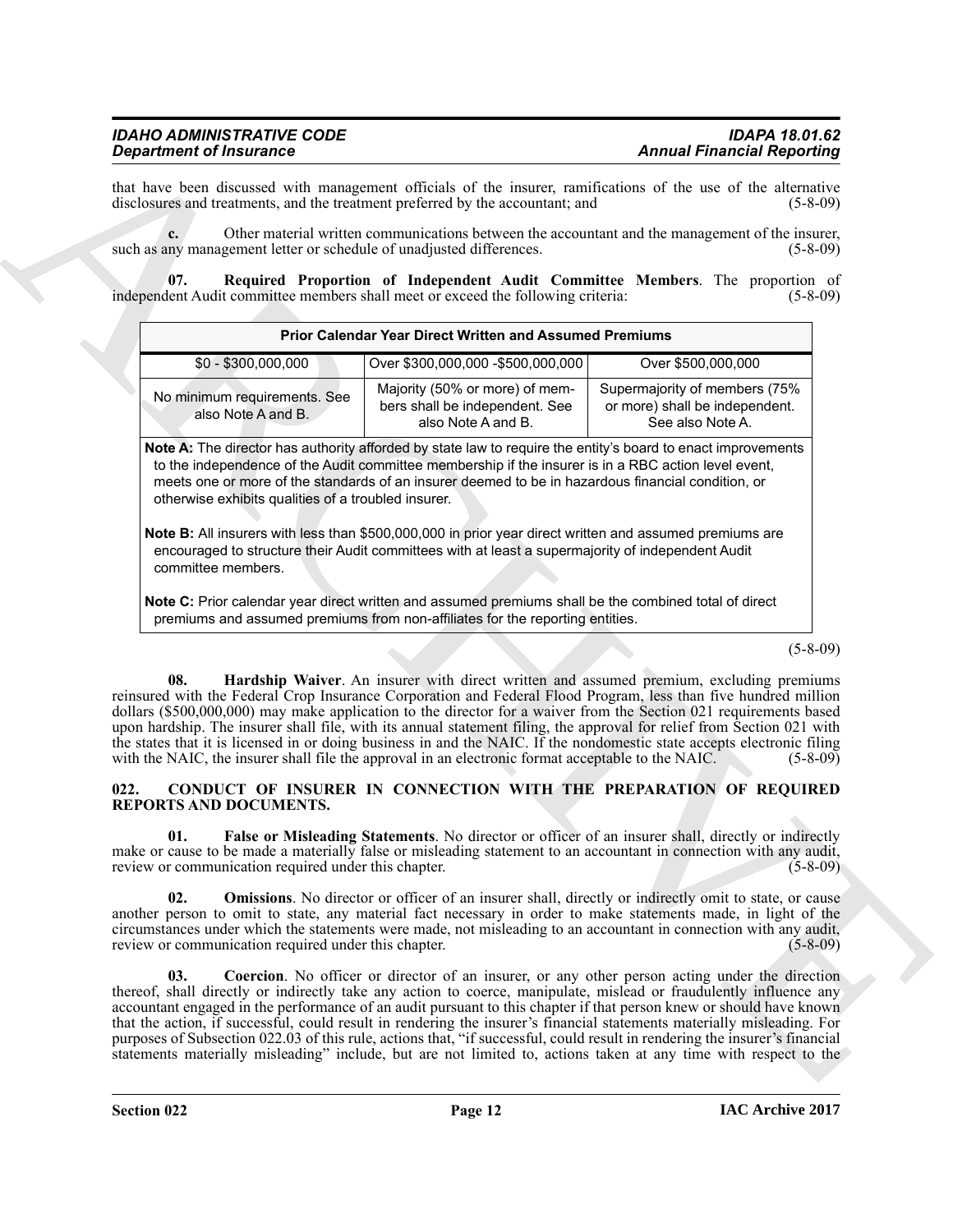that have been discussed with management officials of the insurer, ramifications of the use of the alternative disclosures and treatments, and the treatment preferred by the accountant; and (5-8-09)

**c.** Other material written communications between the accountant and the management of the insurer, such as any management letter or schedule of unadjusted differences. (5-8-09)

**07. Required Proportion of Independent Audit Committee Members**. The proportion of independent Audit committee members shall meet or exceed the following criteria: (5-8-09)

| Prior Calendar Year Direct Written and Assumed Premiums | | |
|---|---|---|
| $0 - $300,000,000 | Over $300,000,000 -$500,000,000 | Over $500,000,000 |
| No minimum requirements. See also Note A and B. | Majority (50% or more) of members shall be independent. See also Note A and B. | Supermajority of members (75% or more) shall be independent. See also Note A. |
| **Note A:** The director has authority afforded by state law to require the entity's board to enact improvements to the independence of the Audit committee membership if the insurer is in a RBC action level event, meets one or more of the standards of an insurer deemed to be in hazardous financial condition, or otherwise exhibits qualities of a troubled insurer.<br><br>**Note B:** All insurers with less than $500,000,000 in prior year direct written and assumed premiums are encouraged to structure their Audit committees with at least a supermajority of independent Audit committee members.<br><br>**Note C:** Prior calendar year direct written and assumed premiums shall be the combined total of direct premiums and assumed premiums from non-affiliates for the reporting entities. | | |

(5-8-09)

**08. Hardship Waiver**. An insurer with direct written and assumed premium, excluding premiums reinsured with the Federal Crop Insurance Corporation and Federal Flood Program, less than five hundred million dollars ($500,000,000) may make application to the director for a waiver from the Section 021 requirements based upon hardship. The insurer shall file, with its annual statement filing, the approval for relief from Section 021 with the states that it is licensed in or doing business in and the NAIC. If the nondomestic state accepts electronic filing with the NAIC, the insurer shall file the approval in an electronic format acceptable to the NAIC. (5-8-09)

## 022. CONDUCT OF INSURER IN CONNECTION WITH THE PREPARATION OF REQUIRED REPORTS AND DOCUMENTS.

**01. False or Misleading Statements**. No director or officer of an insurer shall, directly or indirectly make or cause to be made a materially false or misleading statement to an accountant in connection with any audit, review or communication required under this chapter. (5-8-09)

**02. Omissions**. No director or officer of an insurer shall, directly or indirectly omit to state, or cause another person to omit to state, any material fact necessary in order to make statements made, in light of the circumstances under which the statements were made, not misleading to an accountant in connection with any audit, review or communication required under this chapter. (5-8-09)

**03. Coercion**. No officer or director of an insurer, or any other person acting under the direction thereof, shall directly or indirectly take any action to coerce, manipulate, mislead or fraudulently influence any accountant engaged in the performance of an audit pursuant to this chapter if that person knew or should have known that the action, if successful, could result in rendering the insurer's financial statements materially misleading. For purposes of Subsection 022.03 of this rule, actions that, "if successful, could result in rendering the insurer's financial statements materially misleading" include, but are not limited to, actions taken at any time with respect to the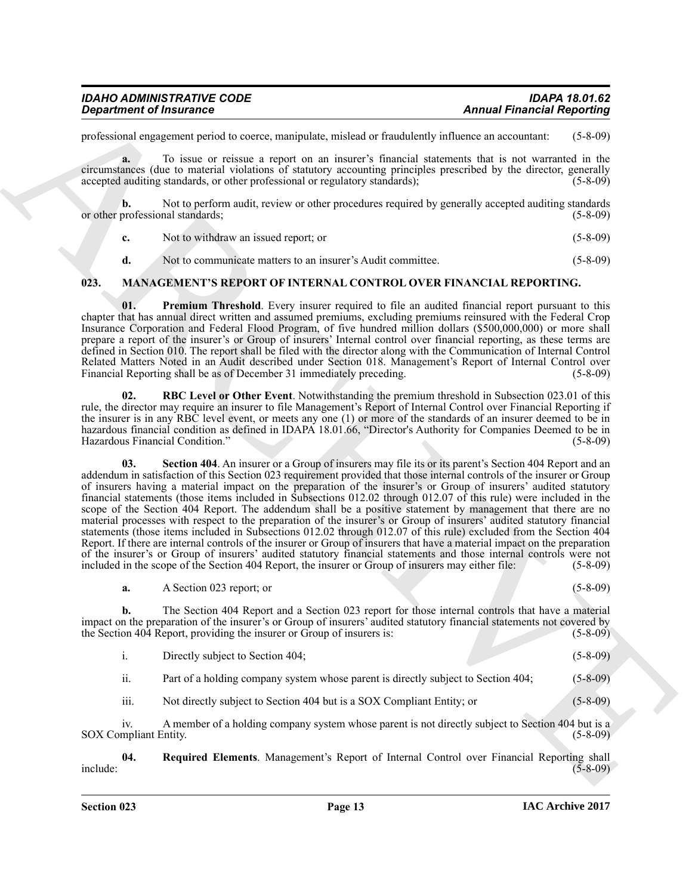professional engagement period to coerce, manipulate, mislead or fraudulently influence an accountant: (5-8-09)

**a.** To issue or reissue a report on an insurer's financial statements that is not warranted in the circumstances (due to material violations of statutory accounting principles prescribed by the director, generally accepted auditing standards, or other professional or regulatory standards); (5-8-09)

**b.** Not to perform audit, review or other procedures required by generally accepted auditing standards or other professional standards; (5-8-09)

**c.** Not to withdraw an issued report; or (5-8-09)

**d.** Not to communicate matters to an insurer's Audit committee. (5-8-09)

## 023. MANAGEMENT'S REPORT OF INTERNAL CONTROL OVER FINANCIAL REPORTING.

**01. Premium Threshold**. Every insurer required to file an audited financial report pursuant to this chapter that has annual direct written and assumed premiums, excluding premiums reinsured with the Federal Crop Insurance Corporation and Federal Flood Program, of five hundred million dollars ($500,000,000) or more shall prepare a report of the insurer's or Group of insurers' Internal control over financial reporting, as these terms are defined in Section 010. The report shall be filed with the director along with the Communication of Internal Control Related Matters Noted in an Audit described under Section 018. Management's Report of Internal Control over Financial Reporting shall be as of December 31 immediately preceding. (5-8-09)

**02. RBC Level or Other Event**. Notwithstanding the premium threshold in Subsection 023.01 of this rule, the director may require an insurer to file Management's Report of Internal Control over Financial Reporting if the insurer is in any RBC level event, or meets any one (1) or more of the standards of an insurer deemed to be in hazardous financial condition as defined in IDAPA 18.01.66, "Director's Authority for Companies Deemed to be in Hazardous Financial Condition." (5-8-09)

**03. Section 404**. An insurer or a Group of insurers may file its or its parent's Section 404 Report and an addendum in satisfaction of this Section 023 requirement provided that those internal controls of the insurer or Group of insurers having a material impact on the preparation of the insurer's or Group of insurers' audited statutory financial statements (those items included in Subsections 012.02 through 012.07 of this rule) were included in the scope of the Section 404 Report. The addendum shall be a positive statement by management that there are no material processes with respect to the preparation of the insurer's or Group of insurers' audited statutory financial statements (those items included in Subsections 012.02 through 012.07 of this rule) excluded from the Section 404 Report. If there are internal controls of the insurer or Group of insurers that have a material impact on the preparation of the insurer's or Group of insurers' audited statutory financial statements and those internal controls were not included in the scope of the Section 404 Report, the insurer or Group of insurers may either file: (5-8-09)

**a.** A Section 023 report; or (5-8-09)

**b.** The Section 404 Report and a Section 023 report for those internal controls that have a material impact on the preparation of the insurer's or Group of insurers' audited statutory financial statements not covered by the Section 404 Report, providing the insurer or Group of insurers is: (5-8-09)

i. Directly subject to Section 404; (5-8-09)

ii. Part of a holding company system whose parent is directly subject to Section 404; (5-8-09)

iii. Not directly subject to Section 404 but is a SOX Compliant Entity; or (5-8-09)

iv. A member of a holding company system whose parent is not directly subject to Section 404 but is a SOX Compliant Entity. (5-8-09)

**04. Required Elements**. Management's Report of Internal Control over Financial Reporting shall include: (5-8-09)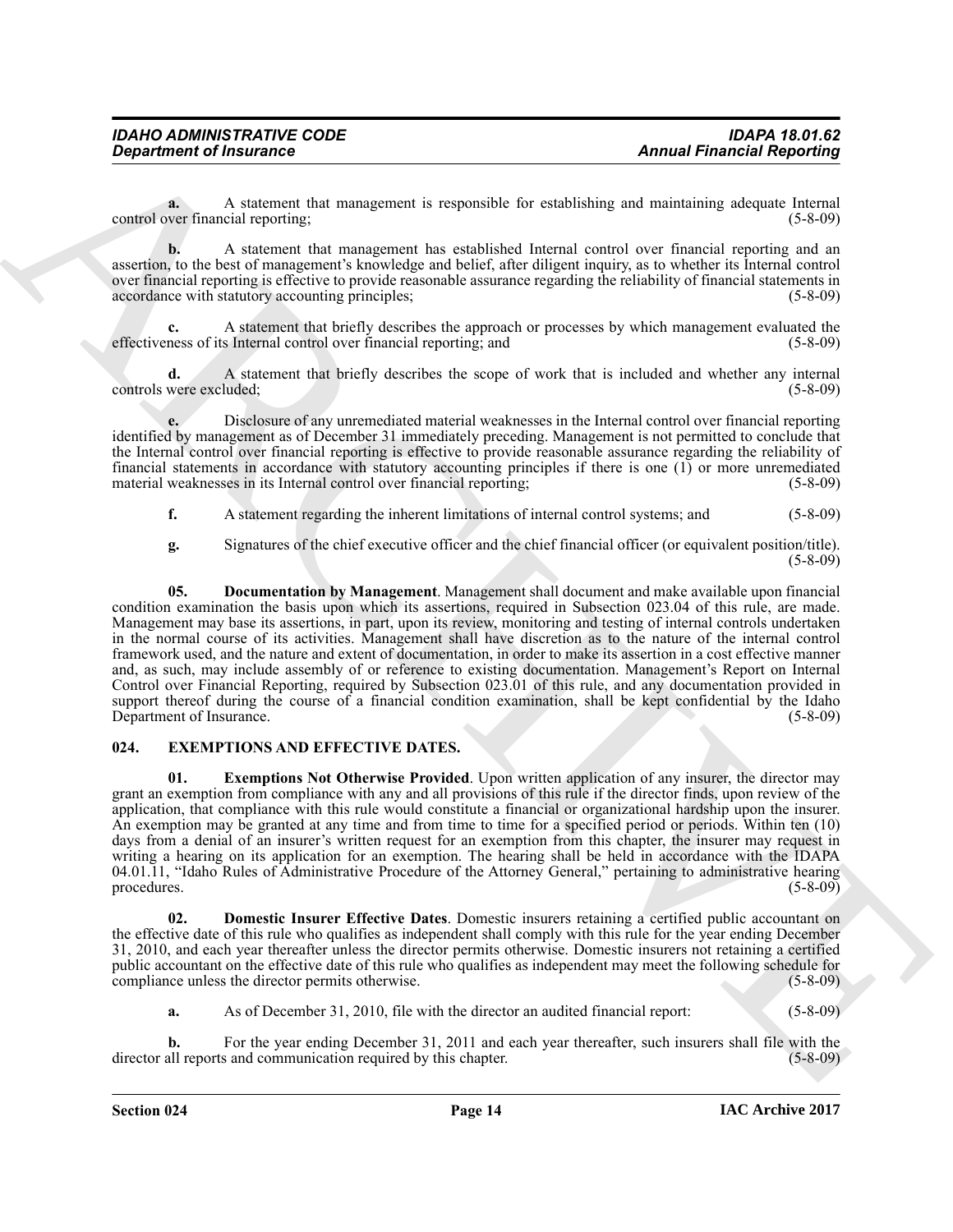**a.** A statement that management is responsible for establishing and maintaining adequate Internal control over financial reporting; (5-8-09)

**b.** A statement that management has established Internal control over financial reporting and an assertion, to the best of management's knowledge and belief, after diligent inquiry, as to whether its Internal control over financial reporting is effective to provide reasonable assurance regarding the reliability of financial statements in accordance with statutory accounting principles; (5-8-09)

**c.** A statement that briefly describes the approach or processes by which management evaluated the effectiveness of its Internal control over financial reporting; and (5-8-09)

**d.** A statement that briefly describes the scope of work that is included and whether any internal controls were excluded; (5-8-09)

**e.** Disclosure of any unremediated material weaknesses in the Internal control over financial reporting identified by management as of December 31 immediately preceding. Management is not permitted to conclude that the Internal control over financial reporting is effective to provide reasonable assurance regarding the reliability of financial statements in accordance with statutory accounting principles if there is one (1) or more unremediated material weaknesses in its Internal control over financial reporting; (5-8-09)

**f.** A statement regarding the inherent limitations of internal control systems; and (5-8-09)

**g.** Signatures of the chief executive officer and the chief financial officer (or equivalent position/title). (5-8-09)

**05. Documentation by Management**. Management shall document and make available upon financial condition examination the basis upon which its assertions, required in Subsection 023.04 of this rule, are made. Management may base its assertions, in part, upon its review, monitoring and testing of internal controls undertaken in the normal course of its activities. Management shall have discretion as to the nature of the internal control framework used, and the nature and extent of documentation, in order to make its assertion in a cost effective manner and, as such, may include assembly of or reference to existing documentation. Management's Report on Internal Control over Financial Reporting, required by Subsection 023.01 of this rule, and any documentation provided in support thereof during the course of a financial condition examination, shall be kept confidential by the Idaho Department of Insurance. (5-8-09)

## 024. EXEMPTIONS AND EFFECTIVE DATES.

**01. Exemptions Not Otherwise Provided**. Upon written application of any insurer, the director may grant an exemption from compliance with any and all provisions of this rule if the director finds, upon review of the application, that compliance with this rule would constitute a financial or organizational hardship upon the insurer. An exemption may be granted at any time and from time to time for a specified period or periods. Within ten (10) days from a denial of an insurer's written request for an exemption from this chapter, the insurer may request in writing a hearing on its application for an exemption. The hearing shall be held in accordance with the IDAPA 04.01.11, "Idaho Rules of Administrative Procedure of the Attorney General," pertaining to administrative hearing procedures. (5-8-09)

**02. Domestic Insurer Effective Dates**. Domestic insurers retaining a certified public accountant on the effective date of this rule who qualifies as independent shall comply with this rule for the year ending December 31, 2010, and each year thereafter unless the director permits otherwise. Domestic insurers not retaining a certified public accountant on the effective date of this rule who qualifies as independent may meet the following schedule for compliance unless the director permits otherwise. (5-8-09)

**a.** As of December 31, 2010, file with the director an audited financial report: (5-8-09)

**b.** For the year ending December 31, 2011 and each year thereafter, such insurers shall file with the director all reports and communication required by this chapter. (5-8-09)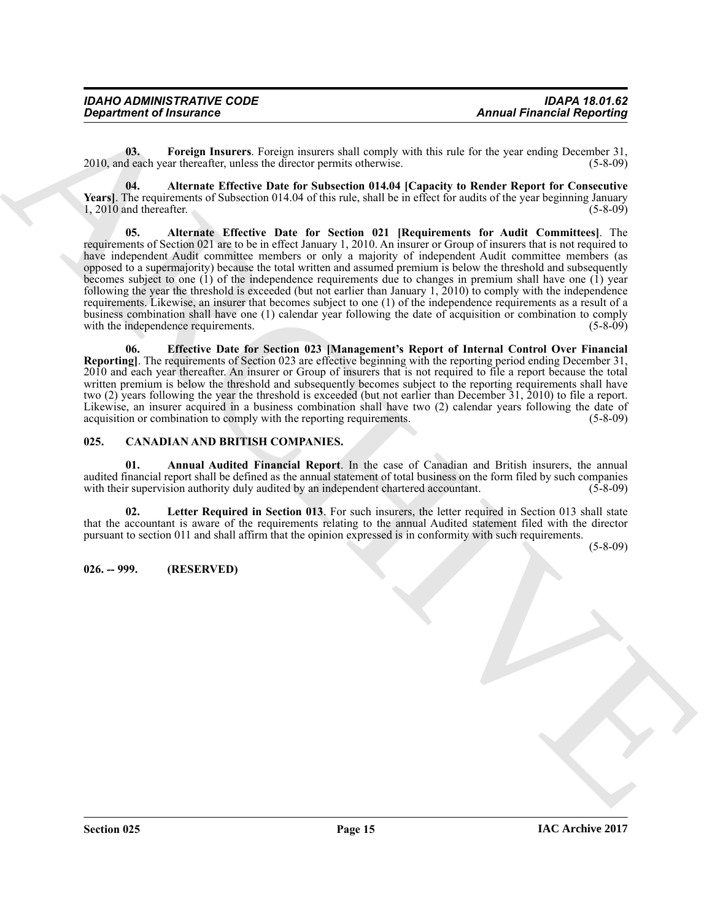**03. Foreign Insurers**. Foreign insurers shall comply with this rule for the year ending December 31, 2010, and each year thereafter, unless the director permits otherwise. (5-8-09)

**04. Alternate Effective Date for Subsection 014.04 [Capacity to Render Report for Consecutive Years]**. The requirements of Subsection 014.04 of this rule, shall be in effect for audits of the year beginning January 1, 2010 and thereafter. (5-8-09)

**05. Alternate Effective Date for Section 021 [Requirements for Audit Committees]**. The requirements of Section 021 are to be in effect January 1, 2010. An insurer or Group of insurers that is not required to have independent Audit committee members or only a majority of independent Audit committee members (as opposed to a supermajority) because the total written and assumed premium is below the threshold and subsequently becomes subject to one (1) of the independence requirements due to changes in premium shall have one (1) year following the year the threshold is exceeded (but not earlier than January 1, 2010) to comply with the independence requirements. Likewise, an insurer that becomes subject to one (1) of the independence requirements as a result of a business combination shall have one (1) calendar year following the date of acquisition or combination to comply with the independence requirements. (5-8-09)

**06. Effective Date for Section 023 [Management's Report of Internal Control Over Financial Reporting]**. The requirements of Section 023 are effective beginning with the reporting period ending December 31, 2010 and each year thereafter. An insurer or Group of insurers that is not required to file a report because the total written premium is below the threshold and subsequently becomes subject to the reporting requirements shall have two (2) years following the year the threshold is exceeded (but not earlier than December 31, 2010) to file a report. Likewise, an insurer acquired in a business combination shall have two (2) calendar years following the date of acquisition or combination to comply with the reporting requirements. (5-8-09)

## 025. CANADIAN AND BRITISH COMPANIES.

**01. Annual Audited Financial Report**. In the case of Canadian and British insurers, the annual audited financial report shall be defined as the annual statement of total business on the form filed by such companies with their supervision authority duly audited by an independent chartered accountant. (5-8-09)

**02. Letter Required in Section 013**. For such insurers, the letter required in Section 013 shall state that the accountant is aware of the requirements relating to the annual Audited statement filed with the director pursuant to section 011 and shall affirm that the opinion expressed is in conformity with such requirements. (5-8-09)

## 026. -- 999. (RESERVED)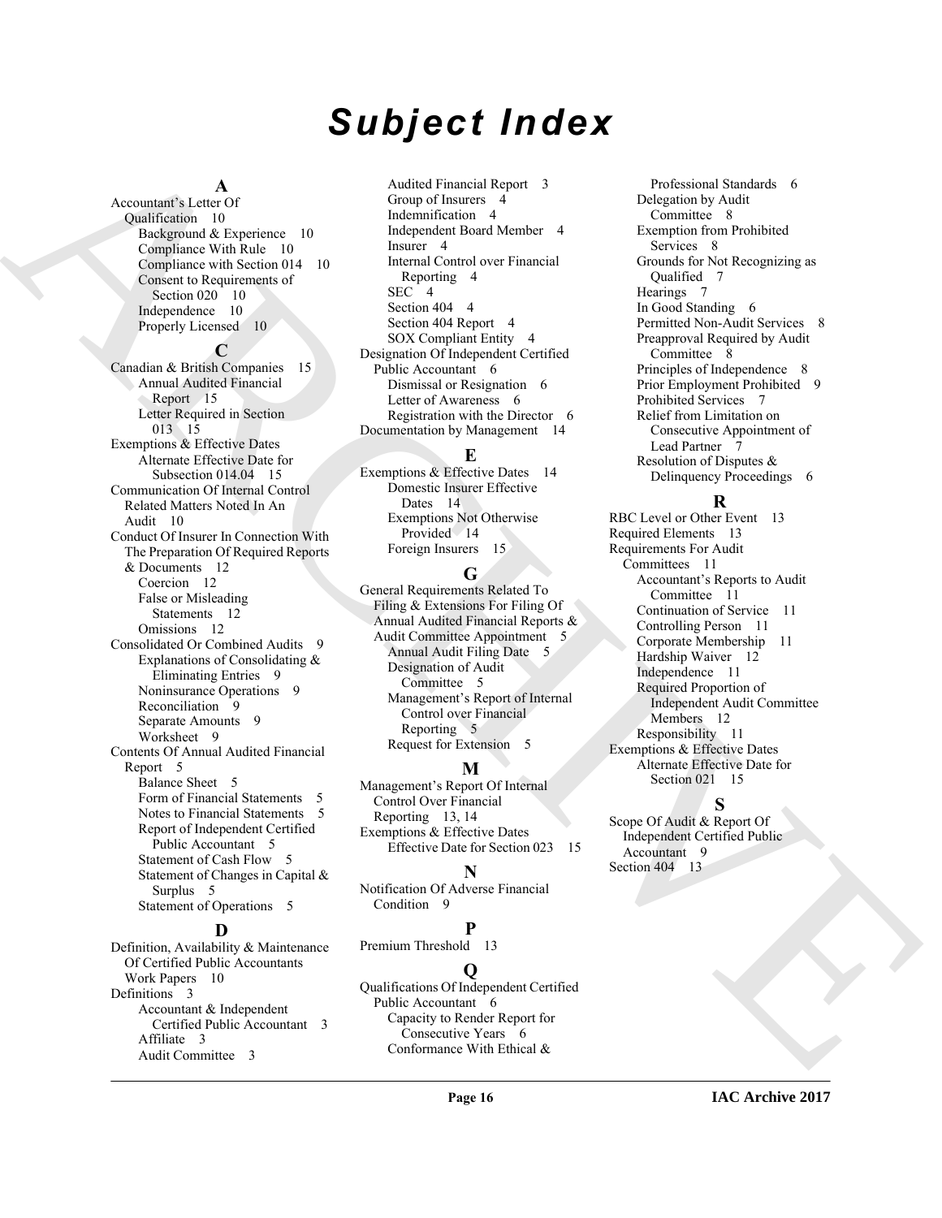# Subject Index

**A**

Accountant's Letter Of Qualification 10
- Background & Experience 10
- Compliance With Rule 10
- Compliance with Section 014 10
- Consent to Requirements of Section 020 10
- Independence 10
- Properly Licensed 10

**C**

Canadian & British Companies 15
- Annual Audited Financial Report 15
- Letter Required in Section 013 15

Exemptions & Effective Dates
- Alternate Effective Date for Subsection 014.04 15

Communication Of Internal Control Related Matters Noted In An Audit 10

Conduct Of Insurer In Connection With The Preparation Of Required Reports & Documents 12
- Coercion 12
- False or Misleading Statements 12
- Omissions 12

Consolidated Or Combined Audits 9
- Explanations of Consolidating & Eliminating Entries 9
- Noninsurance Operations 9
- Reconciliation 9
- Separate Amounts 9
- Worksheet 9

Contents Of Annual Audited Financial Report 5
- Balance Sheet 5
- Form of Financial Statements 5
- Notes to Financial Statements 5
- Report of Independent Certified Public Accountant 5
- Statement of Cash Flow 5
- Statement of Changes in Capital & Surplus 5
- Statement of Operations 5

**D**

Definition, Availability & Maintenance Of Certified Public Accountants Work Papers 10

Definitions 3
- Accountant & Independent Certified Public Accountant 3
- Affiliate 3
- Audit Committee 3
- Audited Financial Report 3
- Group of Insurers 4
- Indemnification 4
- Independent Board Member 4
- Insurer 4
- Internal Control over Financial Reporting 4
- SEC 4
- Section 404 4
- Section 404 Report 4
- SOX Compliant Entity 4

Designation Of Independent Certified Public Accountant 6
- Dismissal or Resignation 6
- Letter of Awareness 6
- Registration with the Director 6

Documentation by Management 14

**E**

Exemptions & Effective Dates 14
- Domestic Insurer Effective Dates 14
- Exemptions Not Otherwise Provided 14
- Foreign Insurers 15

**G**

General Requirements Related To Filing & Extensions For Filing Of Annual Audited Financial Reports & Audit Committee Appointment 5
- Annual Audit Filing Date 5
- Designation of Audit Committee 5
- Management's Report of Internal Control over Financial Reporting 5
- Request for Extension 5

**M**

Management's Report Of Internal Control Over Financial Reporting 13, 14

Exemptions & Effective Dates
- Effective Date for Section 023 15

**N**

Notification Of Adverse Financial Condition 9

**P**

Premium Threshold 13

**Q**

Qualifications Of Independent Certified Public Accountant 6
- Capacity to Render Report for Consecutive Years 6
- Conformance With Ethical & Professional Standards 6
- Delegation by Audit Committee 8
- Exemption from Prohibited Services 8
- Grounds for Not Recognizing as Qualified 7
- Hearings 7
- In Good Standing 6
- Permitted Non-Audit Services 8
- Preapproval Required by Audit Committee 8
- Principles of Independence 8
- Prior Employment Prohibited 9
- Prohibited Services 7
- Relief from Limitation on Consecutive Appointment of Lead Partner 7
- Resolution of Disputes & Delinquency Proceedings 6

**R**

RBC Level or Other Event 13

Required Elements 13

Requirements For Audit Committees 11
- Accountant's Reports to Audit Committee 11
- Continuation of Service 11
- Controlling Person 11
- Corporate Membership 11
- Hardship Waiver 12
- Independence 11
- Required Proportion of Independent Audit Committee Members 12
- Responsibility 11

Exemptions & Effective Dates
- Alternate Effective Date for Section 021 15

**S**

Scope Of Audit & Report Of Independent Certified Public Accountant 9

Section 404 13